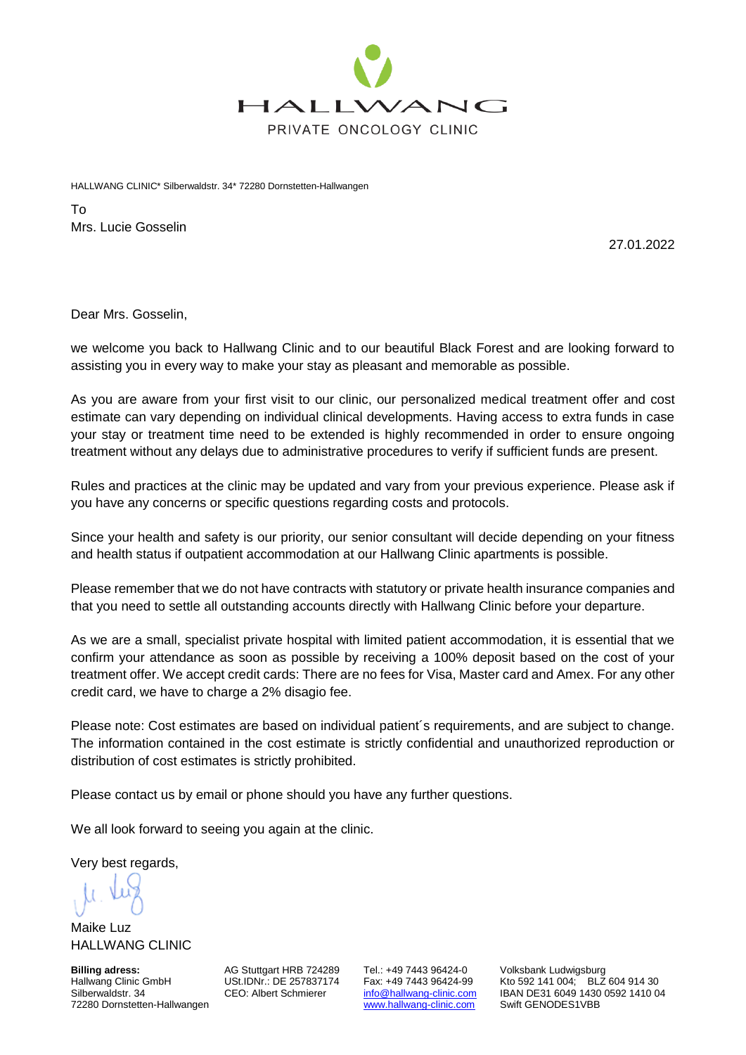HALLWANG

PRIVATE ONCOLOGY CLINIC

HALLWANG CLINIC* Silberwaldstr. 34* 72280 Dornstetten-Hallwangen

To
Mrs. Lucie Gosselin

27.01.2022

Dear Mrs. Gosselin,

we welcome you back to Hallwang Clinic and to our beautiful Black Forest and are looking forward to assisting you in every way to make your stay as pleasant and memorable as possible.

As you are aware from your first visit to our clinic, our personalized medical treatment offer and cost estimate can vary depending on individual clinical developments. Having access to extra funds in case your stay or treatment time need to be extended is highly recommended in order to ensure ongoing treatment without any delays due to administrative procedures to verify if sufficient funds are present.

Rules and practices at the clinic may be updated and vary from your previous experience. Please ask if you have any concerns or specific questions regarding costs and protocols.

Since your health and safety is our priority, our senior consultant will decide depending on your fitness and health status if outpatient accommodation at our Hallwang Clinic apartments is possible.

Please remember that we do not have contracts with statutory or private health insurance companies and that you need to settle all outstanding accounts directly with Hallwang Clinic before your departure.

As we are a small, specialist private hospital with limited patient accommodation, it is essential that we confirm your attendance as soon as possible by receiving a 100% deposit based on the cost of your treatment offer. We accept credit cards: There are no fees for Visa, Master card and Amex. For any other credit card, we have to charge a 2% disagio fee.

Please note: Cost estimates are based on individual patient´s requirements, and are subject to change. The information contained in the cost estimate is strictly confidential and unauthorized reproduction or distribution of cost estimates is strictly prohibited.

Please contact us by email or phone should you have any further questions.

We all look forward to seeing you again at the clinic.

Very best regards,

Maike Luz
HALLWANG CLINIC

**Billing adress:**
Hallwang Clinic GmbH
Silberwaldstr. 34
72280 Dornstetten-Hallwangen

AG Stuttgart HRB 724289
USt.IDNr.: DE 257837174
CEO: Albert Schmierer

Tel.: +49 7443 96424-0
Fax: +49 7443 96424-99
info@hallwang-clinic.com
www.hallwang-clinic.com

Volksbank Ludwigsburg
Kto 592 141 004; BLZ 604 914 30
IBAN DE31 6049 1430 0592 1410 04
Swift GENODES1VBB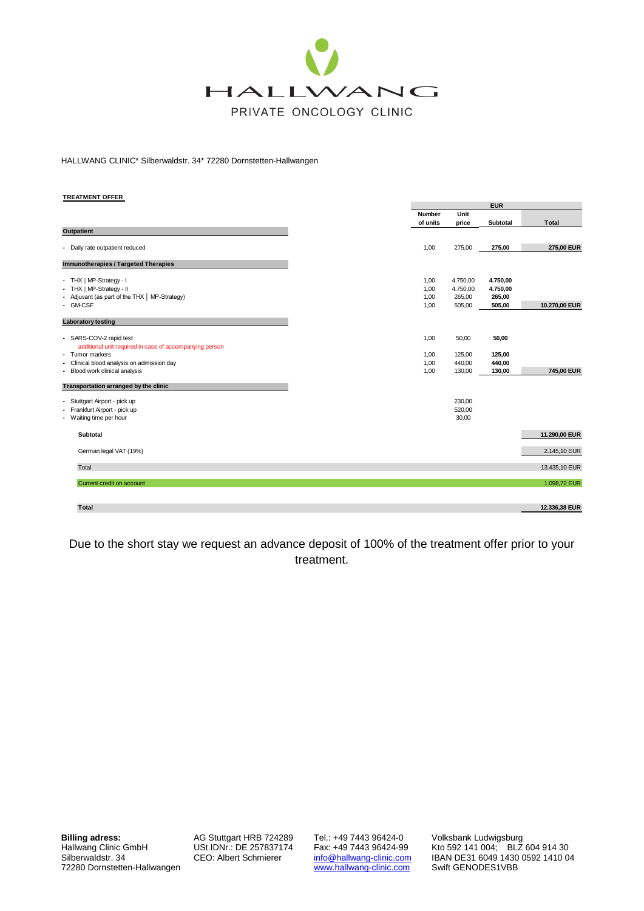HALLWANG

PRIVATE ONCOLOGY CLINIC

HALLWANG CLINIC* Silberwaldstr. 34* 72280 Dornstetten-Hallwangen

**TREATMENT OFFER**

| | EUR | | | |
|---|---|---|---|---|
| | **Number of units** | **Unit price** | **Subtotal** | **Total** |
| **Outpatient** | | | | |
| - Daily rate outpatient reduced | 1,00 | 275,00 | **275,00** | **275,00 EUR** |
| **Immunotherapies / Targeted Therapies** | | | | |
| - THX │ MP-Strategy - I | 1,00 | 4.750,00 | **4.750,00** | |
| - THX │ MP-Strategy - II | 1,00 | 4.750,00 | **4.750,00** | |
| - Adjuvant (as part of the THX │ MP-Strategy) | 1,00 | 265,00 | **265,00** | |
| - GM-CSF | 1,00 | 505,00 | **505,00** | **10.270,00 EUR** |
| **Laboratory testing** | | | | |
| - SARS-COV-2 rapid test<br>additional unit required in case of accompanying person | 1,00 | 50,00 | **50,00** | |
| - Tumor markers | 1,00 | 125,00 | **125,00** | |
| - Clinical blood analysis on admission day | 1,00 | 440,00 | **440,00** | |
| - Blood work clinical analysis | 1,00 | 130,00 | **130,00** | **745,00 EUR** |
| **Transportation arranged by the clinic** | | | | |
| - Stuttgart Airport - pick up | | 230,00 | | |
| - Frankfurt Airport - pick up | | 520,00 | | |
| - Waiting time per hour | | 30,00 | | |
| **Subtotal** | | | | **11.290,00 EUR** |
| German legal VAT (19%) | | | | 2.145,10 EUR |
| Total | | | | 13.435,10 EUR |
| Current credit on account | | | | 1.098,72 EUR |
| **Total** | | | | **12.336,38 EUR** |

Due to the short stay we request an advance deposit of 100% of the treatment offer prior to your treatment.

**Billing adress:**
Hallwang Clinic GmbH
Silberwaldstr. 34
72280 Dornstetten-Hallwangen

AG Stuttgart HRB 724289
USt.IDNr.: DE 257837174
CEO: Albert Schmierer

Tel.: +49 7443 96424-0
Fax: +49 7443 96424-99
info@hallwang-clinic.com
www.hallwang-clinic.com

Volksbank Ludwigsburg
Kto 592 141 004; BLZ 604 914 30
IBAN DE31 6049 1430 0592 1410 04
Swift GENODES1VBB